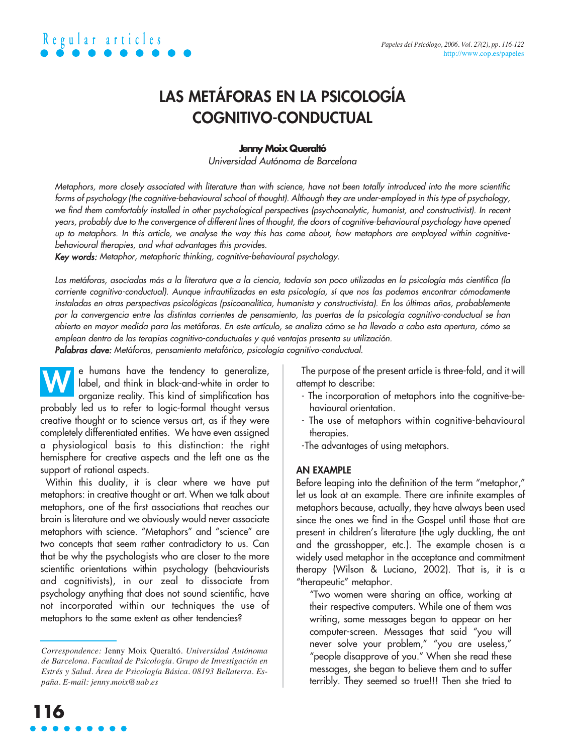Regular articles

# LAS METÁFORAS EN LA PSICOLOGÍA COGNITIVO-CONDUCTUAL

**Jenny Moix Queraltó**

*Universidad Autónoma de Barcelona*

*Metaphors, more closely associated with literature than with science, have not been totally introduced into the more scientific forms of psychology (the cognitive-behavioural school of thought). Although they are under-employed in this type of psychology, we find them comfortably installed in other psychological perspectives (psychoanalytic, humanist, and constructivist). In recent years, probably due to the convergence of different lines of thought, the doors of cognitive-behavioural psychology have opened up to metaphors. In this article, we analyse the way this has come about, how metaphors are employed within cognitive-behavioural therapies, and what advantages this provides.*

***Key words:*** *Metaphor, metaphoric thinking, cognitive-behavioural psychology.*

*Las metáforas, asociadas más a la literatura que a la ciencia, todavía son poco utilizadas en la psicología más científica (la corriente cognitivo-conductual). Aunque infrautilizadas en esta psicología, sí que nos las podemos encontrar cómodamente instaladas en otras perspectivas psicológicas (psicoanalítica, humanista y constructivista). En los últimos años, probablemente por la convergencia entre las distintas corrientes de pensamiento, las puertas de la psicología cognitivo-conductual se han abierto en mayor medida para las metáforas. En este artículo, se analiza cómo se ha llevado a cabo esta apertura, cómo se emplean dentro de las terapias cognitivo-conductuales y qué ventajas presenta su utilización.*

***Palabras clave:*** *Metáforas, pensamiento metafórico, psicología cognitivo-conductual.*

We humans have the tendency to generalize, label, and think in black-and-white in order to organize reality. This kind of simplification has probably led us to refer to logic-formal thought versus creative thought or to science versus art, as if they were completely differentiated entities. We have even assigned a physiological basis to this distinction: the right hemisphere for creative aspects and the left one as the support of rational aspects.

Within this duality, it is clear where we have put metaphors: in creative thought or art. When we talk about metaphors, one of the first associations that reaches our brain is literature and we obviously would never associate metaphors with science. "Metaphors" and "science" are two concepts that seem rather contradictory to us. Can that be why the psychologists who are closer to the more scientific orientations within psychology (behaviourists and cognitivists), in our zeal to dissociate from psychology anything that does not sound scientific, have not incorporated within our techniques the use of metaphors to the same extent as other tendencies?

*Correspondence:* Jenny Moix Queraltó. *Universidad Autónoma de Barcelona. Facultad de Psicología. Grupo de Investigación en Estrés y Salud. Área de Psicología Básica. 08193 Bellaterra. España. E-mail: jenny.moix@uab.es*

The purpose of the present article is three-fold, and it will attempt to describe:

- The incorporation of metaphors into the cognitive-behavioural orientation.
- The use of metaphors within cognitive-behavioural therapies.
- The advantages of using metaphors.

## AN EXAMPLE

Before leaping into the definition of the term "metaphor," let us look at an example. There are infinite examples of metaphors because, actually, they have always been used since the ones we find in the Gospel until those that are present in children's literature (the ugly duckling, the ant and the grasshopper, etc.). The example chosen is a widely used metaphor in the acceptance and commitment therapy (Wilson & Luciano, 2002). That is, it is a "therapeutic" metaphor.

"Two women were sharing an office, working at their respective computers. While one of them was writing, some messages began to appear on her computer-screen. Messages that said "you will never solve your problem," "you are useless," "people disapprove of you." When she read these messages, she began to believe them and to suffer terribly. They seemed so true!!! Then she tried to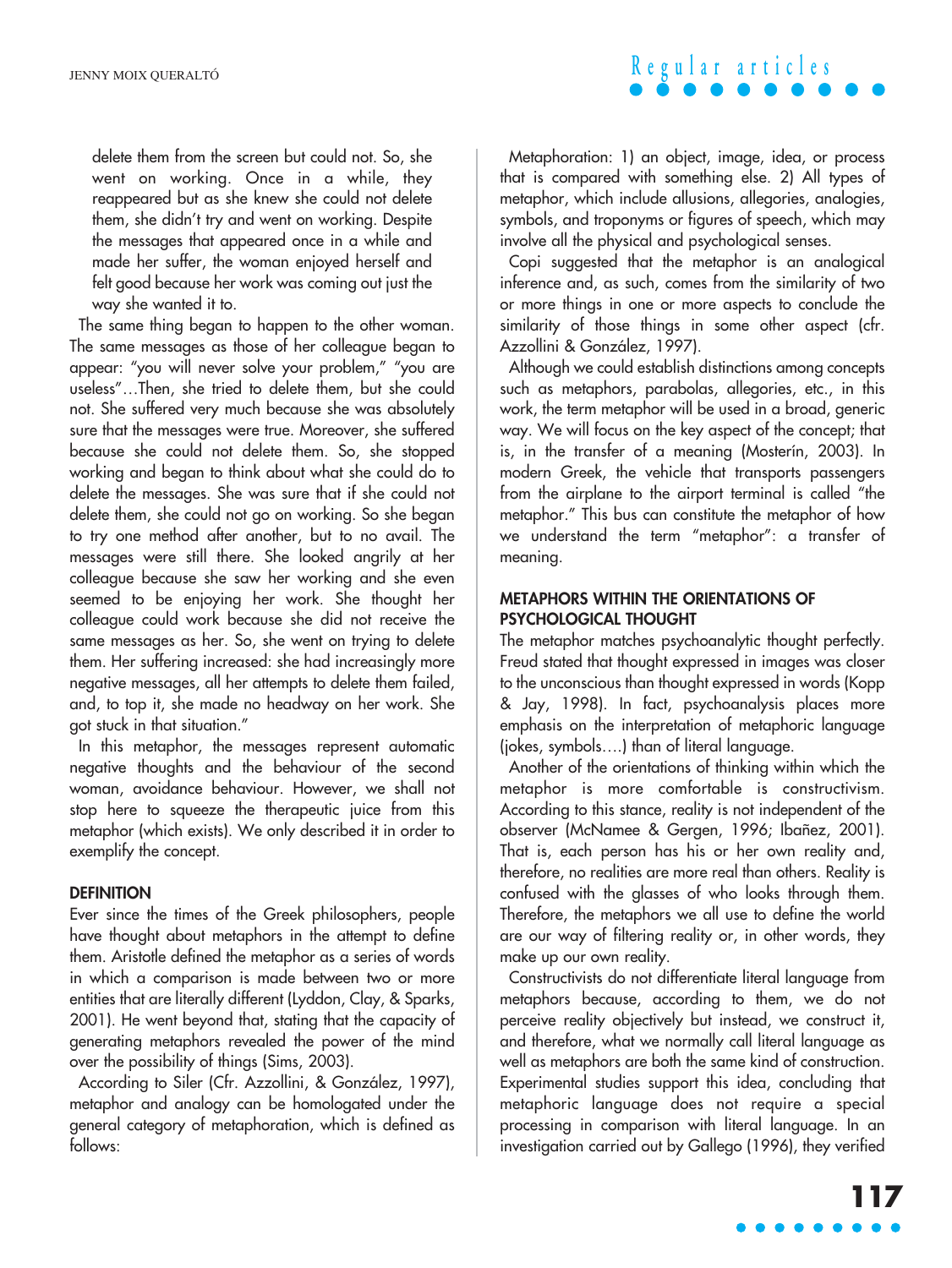delete them from the screen but could not. So, she went on working. Once in a while, they reappeared but as she knew she could not delete them, she didn't try and went on working. Despite the messages that appeared once in a while and made her suffer, the woman enjoyed herself and felt good because her work was coming out just the way she wanted it to.

The same thing began to happen to the other woman. The same messages as those of her colleague began to appear: "you will never solve your problem," "you are useless"…Then, she tried to delete them, but she could not. She suffered very much because she was absolutely sure that the messages were true. Moreover, she suffered because she could not delete them. So, she stopped working and began to think about what she could do to delete the messages. She was sure that if she could not delete them, she could not go on working. So she began to try one method after another, but to no avail. The messages were still there. She looked angrily at her colleague because she saw her working and she even seemed to be enjoying her work. She thought her colleague could work because she did not receive the same messages as her. So, she went on trying to delete them. Her suffering increased: she had increasingly more negative messages, all her attempts to delete them failed, and, to top it, she made no headway on her work. She got stuck in that situation."

In this metaphor, the messages represent automatic negative thoughts and the behaviour of the second woman, avoidance behaviour. However, we shall not stop here to squeeze the therapeutic juice from this metaphor (which exists). We only described it in order to exemplify the concept.

### DEFINITION

Ever since the times of the Greek philosophers, people have thought about metaphors in the attempt to define them. Aristotle defined the metaphor as a series of words in which a comparison is made between two or more entities that are literally different (Lyddon, Clay, & Sparks, 2001). He went beyond that, stating that the capacity of generating metaphors revealed the power of the mind over the possibility of things (Sims, 2003).

According to Siler (Cfr. Azzollini, & González, 1997), metaphor and analogy can be homologated under the general category of metaphoration, which is defined as follows:

Metaphoration: 1) an object, image, idea, or process that is compared with something else. 2) All types of metaphor, which include allusions, allegories, analogies, symbols, and troponyms or figures of speech, which may involve all the physical and psychological senses.

Copi suggested that the metaphor is an analogical inference and, as such, comes from the similarity of two or more things in one or more aspects to conclude the similarity of those things in some other aspect (cfr. Azzollini & González, 1997).

Although we could establish distinctions among concepts such as metaphors, parabolas, allegories, etc., in this work, the term metaphor will be used in a broad, generic way. We will focus on the key aspect of the concept; that is, in the transfer of a meaning (Mosterín, 2003). In modern Greek, the vehicle that transports passengers from the airplane to the airport terminal is called "the metaphor." This bus can constitute the metaphor of how we understand the term "metaphor": a transfer of meaning.

### METAPHORS WITHIN THE ORIENTATIONS OF PSYCHOLOGICAL THOUGHT

The metaphor matches psychoanalytic thought perfectly. Freud stated that thought expressed in images was closer to the unconscious than thought expressed in words (Kopp & Jay, 1998). In fact, psychoanalysis places more emphasis on the interpretation of metaphoric language (jokes, symbols….) than of literal language.

Another of the orientations of thinking within which the metaphor is more comfortable is constructivism. According to this stance, reality is not independent of the observer (McNamee & Gergen, 1996; Ibañez, 2001). That is, each person has his or her own reality and, therefore, no realities are more real than others. Reality is confused with the glasses of who looks through them. Therefore, the metaphors we all use to define the world are our way of filtering reality or, in other words, they make up our own reality.

Constructivists do not differentiate literal language from metaphors because, according to them, we do not perceive reality objectively but instead, we construct it, and therefore, what we normally call literal language as well as metaphors are both the same kind of construction. Experimental studies support this idea, concluding that metaphoric language does not require a special processing in comparison with literal language. In an investigation carried out by Gallego (1996), they verified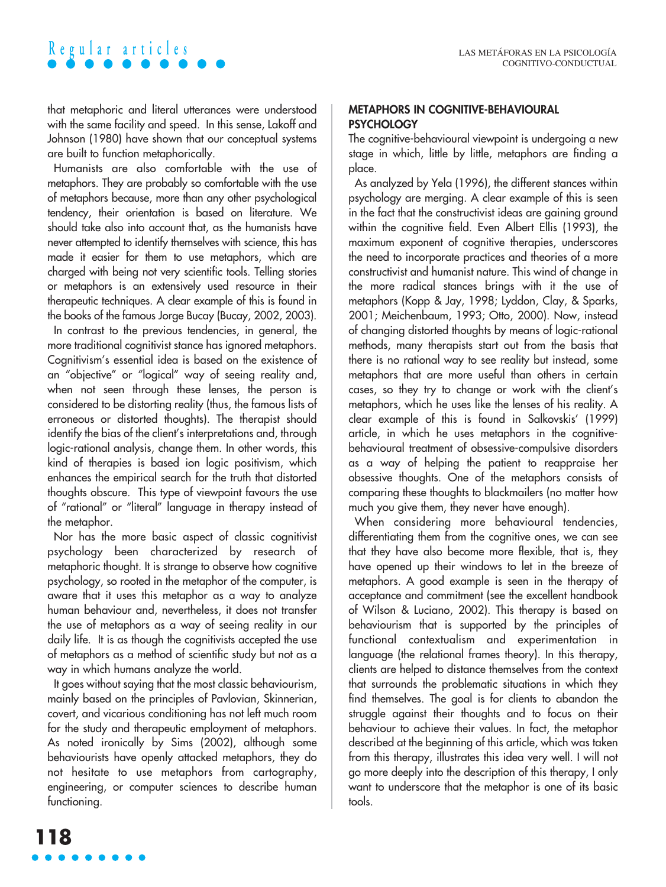that metaphoric and literal utterances were understood with the same facility and speed. In this sense, Lakoff and Johnson (1980) have shown that our conceptual systems are built to function metaphorically.

Humanists are also comfortable with the use of metaphors. They are probably so comfortable with the use of metaphors because, more than any other psychological tendency, their orientation is based on literature. We should take also into account that, as the humanists have never attempted to identify themselves with science, this has made it easier for them to use metaphors, which are charged with being not very scientific tools. Telling stories or metaphors is an extensively used resource in their therapeutic techniques. A clear example of this is found in the books of the famous Jorge Bucay (Bucay, 2002, 2003).

In contrast to the previous tendencies, in general, the more traditional cognitivist stance has ignored metaphors. Cognitivism's essential idea is based on the existence of an "objective" or "logical" way of seeing reality and, when not seen through these lenses, the person is considered to be distorting reality (thus, the famous lists of erroneous or distorted thoughts). The therapist should identify the bias of the client's interpretations and, through logic-rational analysis, change them. In other words, this kind of therapies is based ion logic positivism, which enhances the empirical search for the truth that distorted thoughts obscure. This type of viewpoint favours the use of "rational" or "literal" language in therapy instead of the metaphor.

Nor has the more basic aspect of classic cognitivist psychology been characterized by research of metaphoric thought. It is strange to observe how cognitive psychology, so rooted in the metaphor of the computer, is aware that it uses this metaphor as a way to analyze human behaviour and, nevertheless, it does not transfer the use of metaphors as a way of seeing reality in our daily life. It is as though the cognitivists accepted the use of metaphors as a method of scientific study but not as a way in which humans analyze the world.

It goes without saying that the most classic behaviourism, mainly based on the principles of Pavlovian, Skinnerian, covert, and vicarious conditioning has not left much room for the study and therapeutic employment of metaphors. As noted ironically by Sims (2002), although some behaviourists have openly attacked metaphors, they do not hesitate to use metaphors from cartography, engineering, or computer sciences to describe human functioning.

## METAPHORS IN COGNITIVE-BEHAVIOURAL PSYCHOLOGY

The cognitive-behavioural viewpoint is undergoing a new stage in which, little by little, metaphors are finding a place.

As analyzed by Yela (1996), the different stances within psychology are merging. A clear example of this is seen in the fact that the constructivist ideas are gaining ground within the cognitive field. Even Albert Ellis (1993), the maximum exponent of cognitive therapies, underscores the need to incorporate practices and theories of a more constructivist and humanist nature. This wind of change in the more radical stances brings with it the use of metaphors (Kopp & Jay, 1998; Lyddon, Clay, & Sparks, 2001; Meichenbaum, 1993; Otto, 2000). Now, instead of changing distorted thoughts by means of logic-rational methods, many therapists start out from the basis that there is no rational way to see reality but instead, some metaphors that are more useful than others in certain cases, so they try to change or work with the client's metaphors, which he uses like the lenses of his reality. A clear example of this is found in Salkovskis' (1999) article, in which he uses metaphors in the cognitive-behavioural treatment of obsessive-compulsive disorders as a way of helping the patient to reappraise her obsessive thoughts. One of the metaphors consists of comparing these thoughts to blackmailers (no matter how much you give them, they never have enough).

When considering more behavioural tendencies, differentiating them from the cognitive ones, we can see that they have also become more flexible, that is, they have opened up their windows to let in the breeze of metaphors. A good example is seen in the therapy of acceptance and commitment (see the excellent handbook of Wilson & Luciano, 2002). This therapy is based on behaviourism that is supported by the principles of functional contextualism and experimentation in language (the relational frames theory). In this therapy, clients are helped to distance themselves from the context that surrounds the problematic situations in which they find themselves. The goal is for clients to abandon the struggle against their thoughts and to focus on their behaviour to achieve their values. In fact, the metaphor described at the beginning of this article, which was taken from this therapy, illustrates this idea very well. I will not go more deeply into the description of this therapy, I only want to underscore that the metaphor is one of its basic tools.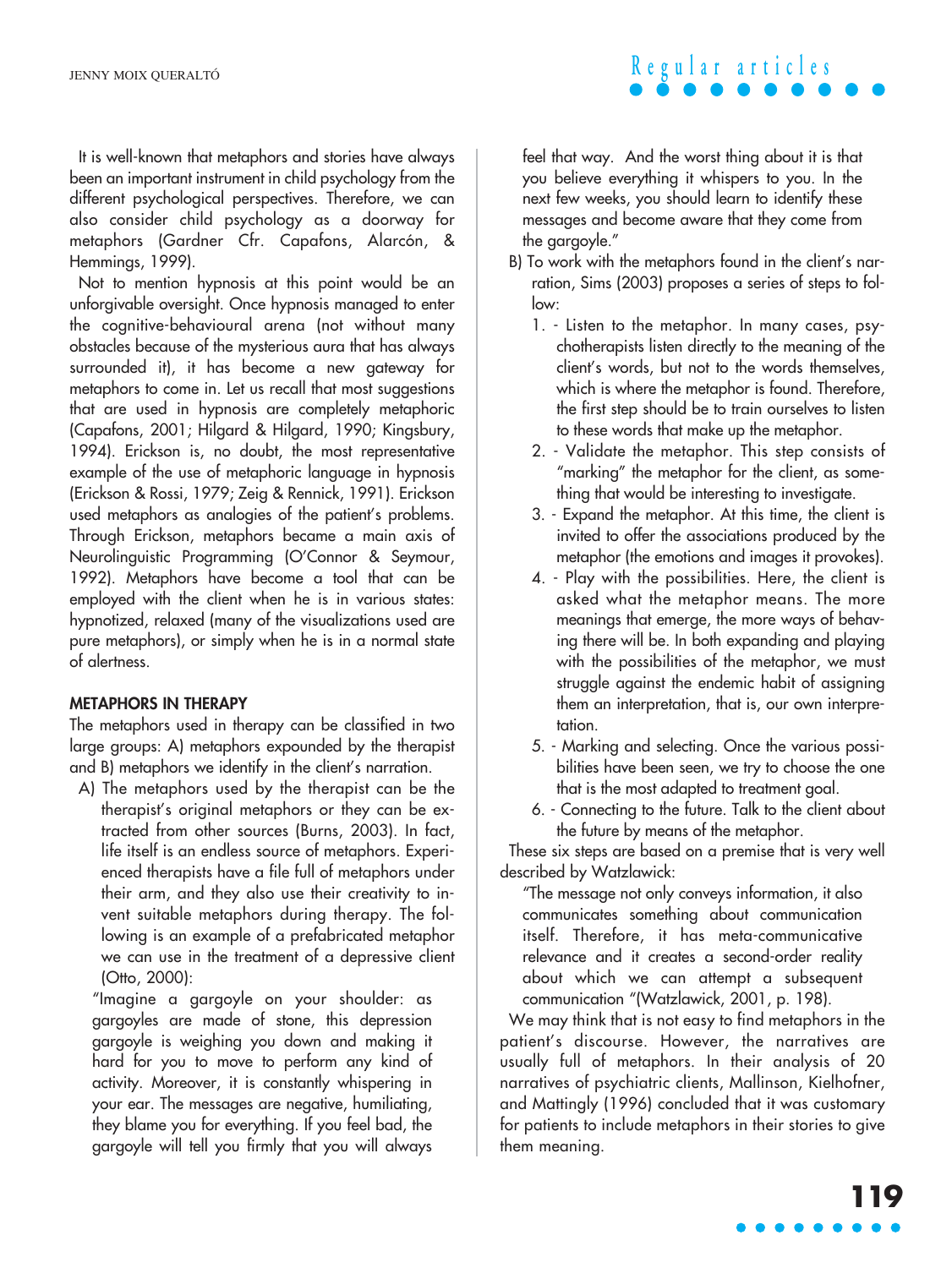It is well-known that metaphors and stories have always been an important instrument in child psychology from the different psychological perspectives. Therefore, we can also consider child psychology as a doorway for metaphors (Gardner Cfr. Capafons, Alarcón, & Hemmings, 1999).

Not to mention hypnosis at this point would be an unforgivable oversight. Once hypnosis managed to enter the cognitive-behavioural arena (not without many obstacles because of the mysterious aura that has always surrounded it), it has become a new gateway for metaphors to come in. Let us recall that most suggestions that are used in hypnosis are completely metaphoric (Capafons, 2001; Hilgard & Hilgard, 1990; Kingsbury, 1994). Erickson is, no doubt, the most representative example of the use of metaphoric language in hypnosis (Erickson & Rossi, 1979; Zeig & Rennick, 1991). Erickson used metaphors as analogies of the patient's problems. Through Erickson, metaphors became a main axis of Neurolinguistic Programming (O'Connor & Seymour, 1992). Metaphors have become a tool that can be employed with the client when he is in various states: hypnotized, relaxed (many of the visualizations used are pure metaphors), or simply when he is in a normal state of alertness.

## METAPHORS IN THERAPY

The metaphors used in therapy can be classified in two large groups: A) metaphors expounded by the therapist and B) metaphors we identify in the client's narration.

A) The metaphors used by the therapist can be the therapist's original metaphors or they can be extracted from other sources (Burns, 2003). In fact, life itself is an endless source of metaphors. Experienced therapists have a file full of metaphors under their arm, and they also use their creativity to invent suitable metaphors during therapy. The following is an example of a prefabricated metaphor we can use in the treatment of a depressive client (Otto, 2000):

> "Imagine a gargoyle on your shoulder: as gargoyles are made of stone, this depression gargoyle is weighing you down and making it hard for you to move to perform any kind of activity. Moreover, it is constantly whispering in your ear. The messages are negative, humiliating, they blame you for everything. If you feel bad, the gargoyle will tell you firmly that you will always feel that way. And the worst thing about it is that you believe everything it whispers to you. In the next few weeks, you should learn to identify these messages and become aware that they come from the gargoyle."

B) To work with the metaphors found in the client's narration, Sims (2003) proposes a series of steps to follow:

1. - Listen to the metaphor. In many cases, psychotherapists listen directly to the meaning of the client's words, but not to the words themselves, which is where the metaphor is found. Therefore, the first step should be to train ourselves to listen to these words that make up the metaphor.
2. - Validate the metaphor. This step consists of "marking" the metaphor for the client, as something that would be interesting to investigate.
3. - Expand the metaphor. At this time, the client is invited to offer the associations produced by the metaphor (the emotions and images it provokes).
4. - Play with the possibilities. Here, the client is asked what the metaphor means. The more meanings that emerge, the more ways of behaving there will be. In both expanding and playing with the possibilities of the metaphor, we must struggle against the endemic habit of assigning them an interpretation, that is, our own interpretation.
5. - Marking and selecting. Once the various possibilities have been seen, we try to choose the one that is the most adapted to treatment goal.
6. - Connecting to the future. Talk to the client about the future by means of the metaphor.

These six steps are based on a premise that is very well described by Watzlawick:

> "The message not only conveys information, it also communicates something about communication itself. Therefore, it has meta-communicative relevance and it creates a second-order reality about which we can attempt a subsequent communication "(Watzlawick, 2001, p. 198).

We may think that is not easy to find metaphors in the patient's discourse. However, the narratives are usually full of metaphors. In their analysis of 20 narratives of psychiatric clients, Mallinson, Kielhofner, and Mattingly (1996) concluded that it was customary for patients to include metaphors in their stories to give them meaning.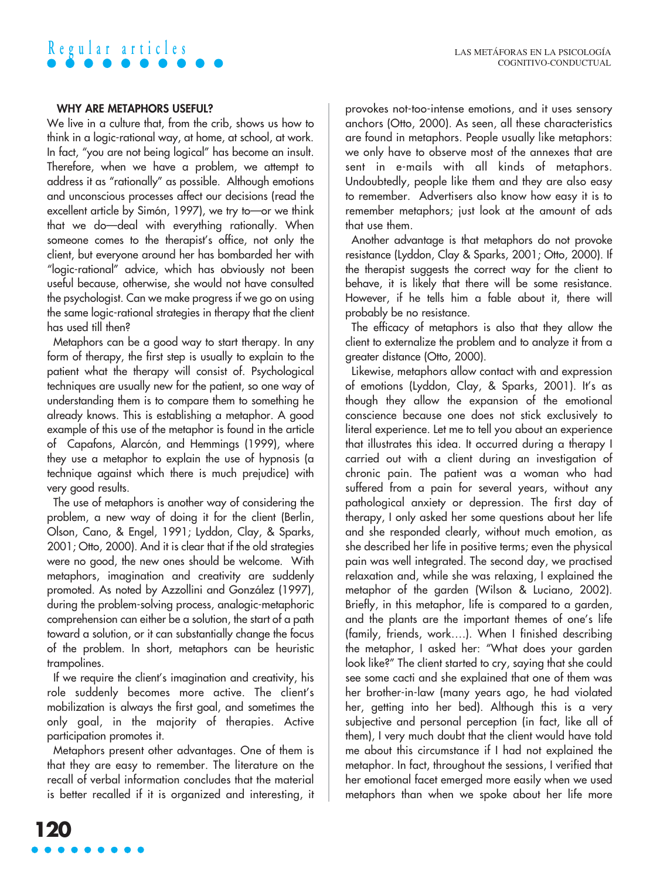### WHY ARE METAPHORS USEFUL?

We live in a culture that, from the crib, shows us how to think in a logic-rational way, at home, at school, at work. In fact, "you are not being logical" has become an insult. Therefore, when we have a problem, we attempt to address it as "rationally" as possible. Although emotions and unconscious processes affect our decisions (read the excellent article by Simón, 1997), we try to—or we think that we do—deal with everything rationally. When someone comes to the therapist's office, not only the client, but everyone around her has bombarded her with "logic-rational" advice, which has obviously not been useful because, otherwise, she would not have consulted the psychologist. Can we make progress if we go on using the same logic-rational strategies in therapy that the client has used till then?

Metaphors can be a good way to start therapy. In any form of therapy, the first step is usually to explain to the patient what the therapy will consist of. Psychological techniques are usually new for the patient, so one way of understanding them is to compare them to something he already knows. This is establishing a metaphor. A good example of this use of the metaphor is found in the article of Capafons, Alarcón, and Hemmings (1999), where they use a metaphor to explain the use of hypnosis (a technique against which there is much prejudice) with very good results.

The use of metaphors is another way of considering the problem, a new way of doing it for the client (Berlin, Olson, Cano, & Engel, 1991; Lyddon, Clay, & Sparks, 2001; Otto, 2000). And it is clear that if the old strategies were no good, the new ones should be welcome. With metaphors, imagination and creativity are suddenly promoted. As noted by Azzollini and González (1997), during the problem-solving process, analogic-metaphoric comprehension can either be a solution, the start of a path toward a solution, or it can substantially change the focus of the problem. In short, metaphors can be heuristic trampolines.

If we require the client's imagination and creativity, his role suddenly becomes more active. The client's mobilization is always the first goal, and sometimes the only goal, in the majority of therapies. Active participation promotes it.

Metaphors present other advantages. One of them is that they are easy to remember. The literature on the recall of verbal information concludes that the material is better recalled if it is organized and interesting, it provokes not-too-intense emotions, and it uses sensory anchors (Otto, 2000). As seen, all these characteristics are found in metaphors. People usually like metaphors: we only have to observe most of the annexes that are sent in e-mails with all kinds of metaphors. Undoubtedly, people like them and they are also easy to remember. Advertisers also know how easy it is to remember metaphors; just look at the amount of ads that use them.

Another advantage is that metaphors do not provoke resistance (Lyddon, Clay & Sparks, 2001; Otto, 2000). If the therapist suggests the correct way for the client to behave, it is likely that there will be some resistance. However, if he tells him a fable about it, there will probably be no resistance.

The efficacy of metaphors is also that they allow the client to externalize the problem and to analyze it from a greater distance (Otto, 2000).

Likewise, metaphors allow contact with and expression of emotions (Lyddon, Clay, & Sparks, 2001). It's as though they allow the expansion of the emotional conscience because one does not stick exclusively to literal experience. Let me to tell you about an experience that illustrates this idea. It occurred during a therapy I carried out with a client during an investigation of chronic pain. The patient was a woman who had suffered from a pain for several years, without any pathological anxiety or depression. The first day of therapy, I only asked her some questions about her life and she responded clearly, without much emotion, as she described her life in positive terms; even the physical pain was well integrated. The second day, we practised relaxation and, while she was relaxing, I explained the metaphor of the garden (Wilson & Luciano, 2002). Briefly, in this metaphor, life is compared to a garden, and the plants are the important themes of one's life (family, friends, work….). When I finished describing the metaphor, I asked her: "What does your garden look like?" The client started to cry, saying that she could see some cacti and she explained that one of them was her brother-in-law (many years ago, he had violated her, getting into her bed). Although this is a very subjective and personal perception (in fact, like all of them), I very much doubt that the client would have told me about this circumstance if I had not explained the metaphor. In fact, throughout the sessions, I verified that her emotional facet emerged more easily when we used metaphors than when we spoke about her life more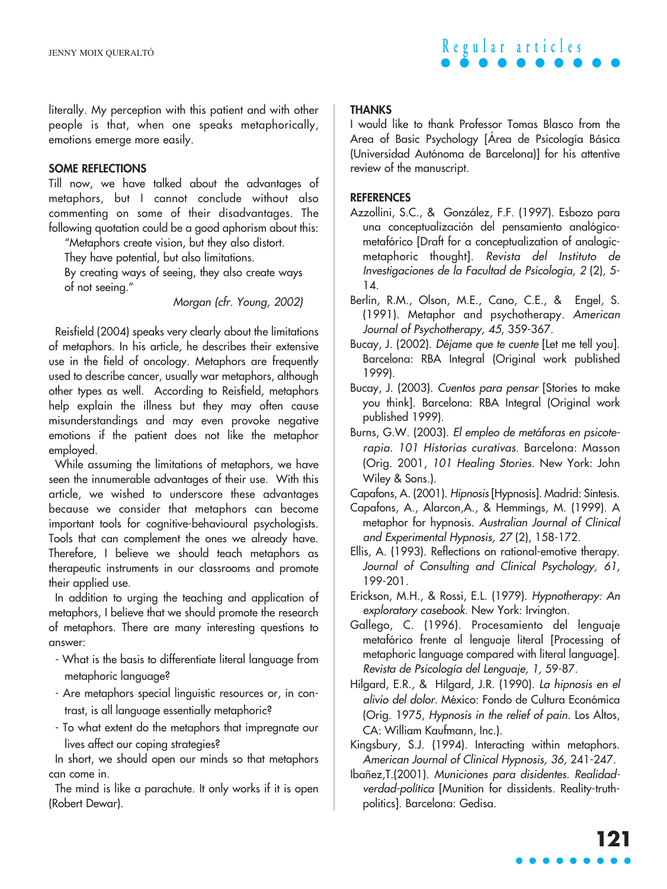literally. My perception with this patient and with other people is that, when one speaks metaphorically, emotions emerge more easily.

## SOME REFLECTIONS

Till now, we have talked about the advantages of metaphors, but I cannot conclude without also commenting on some of their disadvantages. The following quotation could be a good aphorism about this:

> "Metaphors create vision, but they also distort.
> They have potential, but also limitations.
> By creating ways of seeing, they also create ways of not seeing."
>
> *Morgan (cfr. Young, 2002)*

Reisfield (2004) speaks very clearly about the limitations of metaphors. In his article, he describes their extensive use in the field of oncology. Metaphors are frequently used to describe cancer, usually war metaphors, although other types as well. According to Reisfield, metaphors help explain the illness but they may often cause misunderstandings and may even provoke negative emotions if the patient does not like the metaphor employed.

While assuming the limitations of metaphors, we have seen the innumerable advantages of their use. With this article, we wished to underscore these advantages because we consider that metaphors can become important tools for cognitive-behavioural psychologists. Tools that can complement the ones we already have. Therefore, I believe we should teach metaphors as therapeutic instruments in our classrooms and promote their applied use.

In addition to urging the teaching and application of metaphors, I believe that we should promote the research of metaphors. There are many interesting questions to answer:

- What is the basis to differentiate literal language from metaphoric language?
- Are metaphors special linguistic resources or, in contrast, is all language essentially metaphoric?
- To what extent do the metaphors that impregnate our lives affect our coping strategies?

In short, we should open our minds so that metaphors can come in.

The mind is like a parachute. It only works if it is open (Robert Dewar).

## THANKS

I would like to thank Professor Tomas Blasco from the Area of Basic Psychology [Área de Psicología Básica (Universidad Autónoma de Barcelona)] for his attentive review of the manuscript.

## REFERENCES

Azzollini, S.C., & González, F.F. (1997). Esbozo para una conceptualización del pensamiento analógico-metafórico [Draft for a conceptualization of analogic-metaphoric thought]. *Revista del Instituto de Investigaciones de la Facultad de Psicología, 2* (2), 5-14.

Berlin, R.M., Olson, M.E., Cano, C.E., & Engel, S. (1991). Metaphor and psychotherapy. *American Journal of Psychotherapy, 45*, 359-367.

Bucay, J. (2002). *Déjame que te cuente* [Let me tell you]. Barcelona: RBA Integral (Original work published 1999).

Bucay, J. (2003). *Cuentos para pensar* [Stories to make you think]. Barcelona: RBA Integral (Original work published 1999).

Burns, G.W. (2003). *El empleo de metáforas en psicoterapia. 101 Historias curativas*. Barcelona: Masson (Orig. 2001, *101 Healing Stories*. New York: John Wiley & Sons.).

Capafons, A. (2001). *Hipnosis* [Hypnosis]. Madrid: Síntesis.

Capafons, A., Alarcon,A., & Hemmings, M. (1999). A metaphor for hypnosis. *Australian Journal of Clinical and Experimental Hypnosis, 27* (2), 158-172.

Ellis, A. (1993). Reflections on rational-emotive therapy. *Journal of Consulting and Clinical Psychology, 61*, 199-201.

Erickson, M.H., & Rossi, E.L. (1979). *Hypnotherapy: An exploratory casebook*. New York: Irvington.

Gallego, C. (1996). Procesamiento del lenguaje metafórico frente al lenguaje literal [Processing of metaphoric language compared with literal language]. *Revista de Psicología del Lenguaje, 1,* 59-87.

Hilgard, E.R., & Hilgard, J.R. (1990). *La hipnosis en el alivio del dolor*. México: Fondo de Cultura Económica (Orig. 1975, *Hypnosis in the relief of pain*. Los Altos, CA: William Kaufmann, Inc.).

Kingsbury, S.J. (1994). Interacting within metaphors. *American Journal of Clinical Hypnosis, 36,* 241-247.

Ibañez,T.(2001). *Municiones para disidentes. Realidad-verdad-política* [Munition for dissidents. Reality-truth-politics]. Barcelona: Gedisa.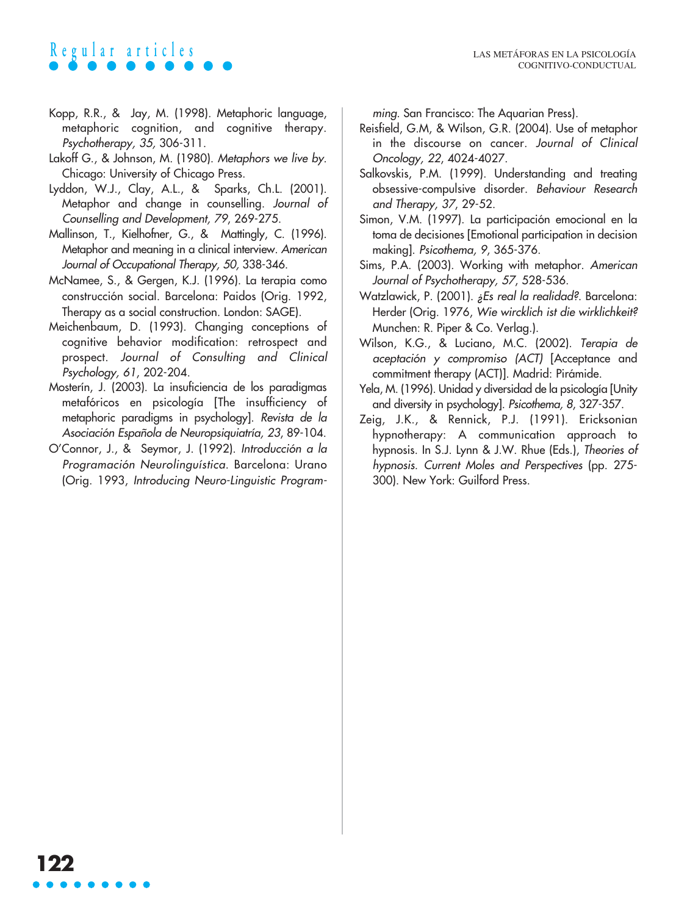Kopp, R.R., & Jay, M. (1998). Metaphoric language, metaphoric cognition, and cognitive therapy. *Psychotherapy, 35,* 306-311.

Lakoff G., & Johnson, M. (1980). *Metaphors we live by*. Chicago: University of Chicago Press.

Lyddon, W.J., Clay, A.L., & Sparks, Ch.L. (2001). Metaphor and change in counselling. *Journal of Counselling and Development, 79*, 269-275.

Mallinson, T., Kielhofner, G., & Mattingly, C. (1996). Metaphor and meaning in a clinical interview. *American Journal of Occupational Therapy, 50,* 338-346.

McNamee, S., & Gergen, K.J. (1996). La terapia como construcción social. Barcelona: Paidos (Orig. 1992, Therapy as a social construction. London: SAGE).

Meichenbaum, D. (1993). Changing conceptions of cognitive behavior modification: retrospect and prospect. *Journal of Consulting and Clinical Psychology, 61*, 202-204.

Mosterín, J. (2003). La insuficiencia de los paradigmas metafóricos en psicología [The insufficiency of metaphoric paradigms in psychology]. *Revista de la Asociación Española de Neuropsiquiatría, 23*, 89-104.

O'Connor, J., & Seymor, J. (1992). *Introducción a la Programación Neurolinguística*. Barcelona: Urano (Orig. 1993, *Introducing Neuro-Linguistic Programming*. San Francisco: The Aquarian Press).

Reisfield, G.M, & Wilson, G.R. (2004). Use of metaphor in the discourse on cancer. *Journal of Clinical Oncology, 22*, 4024-4027.

Salkovskis, P.M. (1999). Understanding and treating obsessive-compulsive disorder. *Behaviour Research and Therapy, 37*, 29-52.

Simon, V.M. (1997). La participación emocional en la toma de decisiones [Emotional participation in decision making]. *Psicothema, 9*, 365-376.

Sims, P.A. (2003). Working with metaphor. *American Journal of Psychotherapy, 57*, 528-536.

Watzlawick, P. (2001). *¿Es real la realidad?*. Barcelona: Herder (Orig. 1976, *Wie wircklich ist die wirklichkeit?* Munchen: R. Piper & Co. Verlag.).

Wilson, K.G., & Luciano, M.C. (2002). *Terapia de aceptación y compromiso (ACT)* [Acceptance and commitment therapy (ACT)]. Madrid: Pirámide.

Yela, M. (1996). Unidad y diversidad de la psicología [Unity and diversity in psychology]. *Psicothema, 8*, 327-357.

Zeig, J.K., & Rennick, P.J. (1991). Ericksonian hypnotherapy: A communication approach to hypnosis. In S.J. Lynn & J.W. Rhue (Eds.), *Theories of hypnosis. Current Moles and Perspectives* (pp. 275-300). New York: Guilford Press.